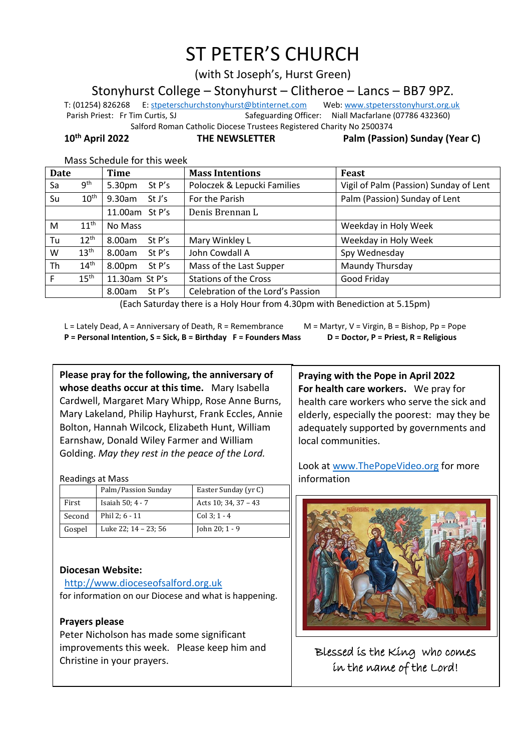# ST PETER'S CHURCH

(with St Joseph's, Hurst Green)

Stonyhurst College – Stonyhurst – Clitheroe – Lancs – BB7 9PZ.

T: (01254) 826268 E: stpeterschurchstonyhurst@btinternet.com Web: www.stpetersstonyhurst.org.uk

Parish Priest: Fr Tim Curtis, SJ Safeguarding Officer: Niall Macfarlane (07786 432360)

Salford Roman Catholic Diocese Trustees Registered Charity No 2500374

**10th April 2022** **THE NEWSLETTER** **Palm (Passion) Sunday (Year C)**

Mass Schedule for this week

| Date | | Time | Mass Intentions | Feast |
|---|---|---|---|---|
| Sa | 9th | 5.30pm St P's | Poloczek & Lepucki Families | Vigil of Palm (Passion) Sunday of Lent |
| Su | 10th | 9.30am St J's | For the Parish | Palm (Passion) Sunday of Lent |
| | | 11.00am St P's | Denis Brennan L | |
| M | 11th | No Mass | | Weekday in Holy Week |
| Tu | 12th | 8.00am St P's | Mary Winkley L | Weekday in Holy Week |
| W | 13th | 8.00am St P's | John Cowdall A | Spy Wednesday |
| Th | 14th | 8.00pm St P's | Mass of the Last Supper | Maundy Thursday |
| F | 15th | 11.30am St P's | Stations of the Cross | Good Friday |
| | | 8.00am St P's | Celebration of the Lord's Passion | |

(Each Saturday there is a Holy Hour from 4.30pm with Benediction at 5.15pm)

L = Lately Dead, A = Anniversary of Death, R = Remembrance M = Martyr, V = Virgin, B = Bishop, Pp = Pope
**P = Personal Intention, S = Sick, B = Birthday F = Founders Mass D = Doctor, P = Priest, R = Religious**

**Please pray for the following, the anniversary of whose deaths occur at this time.** Mary Isabella Cardwell, Margaret Mary Whipp, Rose Anne Burns, Mary Lakeland, Philip Hayhurst, Frank Eccles, Annie Bolton, Hannah Wilcock, Elizabeth Hunt, William Earnshaw, Donald Wiley Farmer and William Golding. *May they rest in the peace of the Lord.*

Readings at Mass

| | Palm/Passion Sunday | Easter Sunday (yr C) |
|---|---|---|
| First | Isaiah 50; 4 - 7 | Acts 10; 34, 37 – 43 |
| Second | Phil 2; 6 - 11 | Col 3; 1 - 4 |
| Gospel | Luke 22; 14 – 23; 56 | John 20; 1 - 9 |

**Diocesan Website:**
http://www.dioceseofsalford.org.uk
for information on our Diocese and what is happening.

**Prayers please**
Peter Nicholson has made some significant improvements this week. Please keep him and Christine in your prayers.

**Praying with the Pope in April 2022**
**For health care workers.** We pray for health care workers who serve the sick and elderly, especially the poorest: may they be adequately supported by governments and local communities.

Look at www.ThePopeVideo.org for more information

Blessed is the King who comes in the name of the Lord!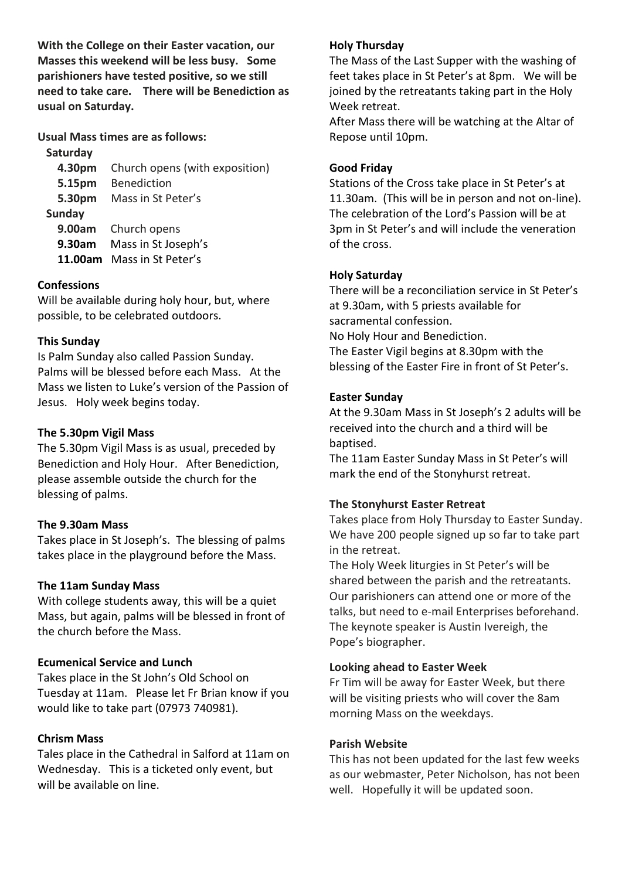**With the College on their Easter vacation, our Masses this weekend will be less busy. Some parishioners have tested positive, so we still need to take care. There will be Benediction as usual on Saturday.**

**Usual Mass times are as follows:**

**Saturday**

| | |
|---|---|
| **4.30pm** | Church opens (with exposition) |
| **5.15pm** | Benediction |
| **5.30pm** | Mass in St Peter's |

**Sunday**

| | |
|---|---|
| **9.00am** | Church opens |
| **9.30am** | Mass in St Joseph's |
| **11.00am** | Mass in St Peter's |

**Confessions**

Will be available during holy hour, but, where possible, to be celebrated outdoors.

**This Sunday**

Is Palm Sunday also called Passion Sunday. Palms will be blessed before each Mass. At the Mass we listen to Luke's version of the Passion of Jesus. Holy week begins today.

**The 5.30pm Vigil Mass**

The 5.30pm Vigil Mass is as usual, preceded by Benediction and Holy Hour. After Benediction, please assemble outside the church for the blessing of palms.

**The 9.30am Mass**

Takes place in St Joseph's. The blessing of palms takes place in the playground before the Mass.

**The 11am Sunday Mass**

With college students away, this will be a quiet Mass, but again, palms will be blessed in front of the church before the Mass.

**Ecumenical Service and Lunch**

Takes place in the St John's Old School on Tuesday at 11am. Please let Fr Brian know if you would like to take part (07973 740981).

**Chrism Mass**

Tales place in the Cathedral in Salford at 11am on Wednesday. This is a ticketed only event, but will be available on line.

**Holy Thursday**

The Mass of the Last Supper with the washing of feet takes place in St Peter's at 8pm. We will be joined by the retreatants taking part in the Holy Week retreat.

After Mass there will be watching at the Altar of Repose until 10pm.

**Good Friday**

Stations of the Cross take place in St Peter's at 11.30am. (This will be in person and not on-line). The celebration of the Lord's Passion will be at 3pm in St Peter's and will include the veneration of the cross.

**Holy Saturday**

There will be a reconciliation service in St Peter's at 9.30am, with 5 priests available for sacramental confession.

No Holy Hour and Benediction.

The Easter Vigil begins at 8.30pm with the blessing of the Easter Fire in front of St Peter's.

**Easter Sunday**

At the 9.30am Mass in St Joseph's 2 adults will be received into the church and a third will be baptised.

The 11am Easter Sunday Mass in St Peter's will mark the end of the Stonyhurst retreat.

**The Stonyhurst Easter Retreat**

Takes place from Holy Thursday to Easter Sunday. We have 200 people signed up so far to take part in the retreat.

The Holy Week liturgies in St Peter's will be shared between the parish and the retreatants. Our parishioners can attend one or more of the talks, but need to e-mail Enterprises beforehand. The keynote speaker is Austin Ivereigh, the Pope's biographer.

**Looking ahead to Easter Week**

Fr Tim will be away for Easter Week, but there will be visiting priests who will cover the 8am morning Mass on the weekdays.

**Parish Website**

This has not been updated for the last few weeks as our webmaster, Peter Nicholson, has not been well. Hopefully it will be updated soon.